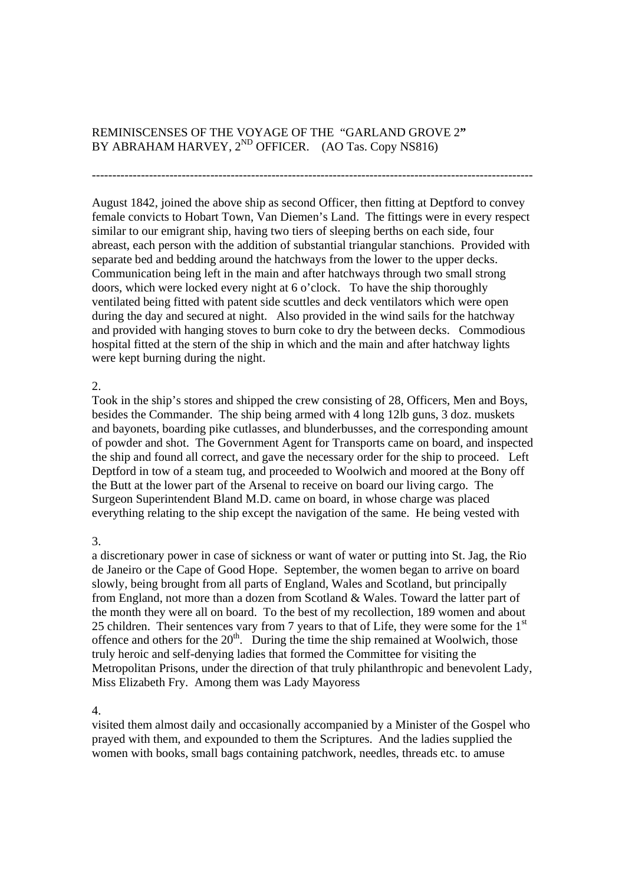REMINISCENSES OF THE VOYAGE OF THE "GARLAND GROVE 2"
BY ABRAHAM HARVEY, 2ND OFFICER. (AO Tas. Copy NS816)

---

August 1842, joined the above ship as second Officer, then fitting at Deptford to convey female convicts to Hobart Town, Van Diemen's Land. The fittings were in every respect similar to our emigrant ship, having two tiers of sleeping berths on each side, four abreast, each person with the addition of substantial triangular stanchions. Provided with separate bed and bedding around the hatchways from the lower to the upper decks. Communication being left in the main and after hatchways through two small strong doors, which were locked every night at 6 o'clock. To have the ship thoroughly ventilated being fitted with patent side scuttles and deck ventilators which were open during the day and secured at night. Also provided in the wind sails for the hatchway and provided with hanging stoves to burn coke to dry the between decks. Commodious hospital fitted at the stern of the ship in which and the main and after hatchway lights were kept burning during the night.

2.

Took in the ship's stores and shipped the crew consisting of 28, Officers, Men and Boys, besides the Commander. The ship being armed with 4 long 12lb guns, 3 doz. muskets and bayonets, boarding pike cutlasses, and blunderbusses, and the corresponding amount of powder and shot. The Government Agent for Transports came on board, and inspected the ship and found all correct, and gave the necessary order for the ship to proceed. Left Deptford in tow of a steam tug, and proceeded to Woolwich and moored at the Bony off the Butt at the lower part of the Arsenal to receive on board our living cargo. The Surgeon Superintendent Bland M.D. came on board, in whose charge was placed everything relating to the ship except the navigation of the same. He being vested with

3.

a discretionary power in case of sickness or want of water or putting into St. Jag, the Rio de Janeiro or the Cape of Good Hope. September, the women began to arrive on board slowly, being brought from all parts of England, Wales and Scotland, but principally from England, not more than a dozen from Scotland & Wales. Toward the latter part of the month they were all on board. To the best of my recollection, 189 women and about 25 children. Their sentences vary from 7 years to that of Life, they were some for the 1st offence and others for the 20th. During the time the ship remained at Woolwich, those truly heroic and self-denying ladies that formed the Committee for visiting the Metropolitan Prisons, under the direction of that truly philanthropic and benevolent Lady, Miss Elizabeth Fry. Among them was Lady Mayoress

4.

visited them almost daily and occasionally accompanied by a Minister of the Gospel who prayed with them, and expounded to them the Scriptures. And the ladies supplied the women with books, small bags containing patchwork, needles, threads etc. to amuse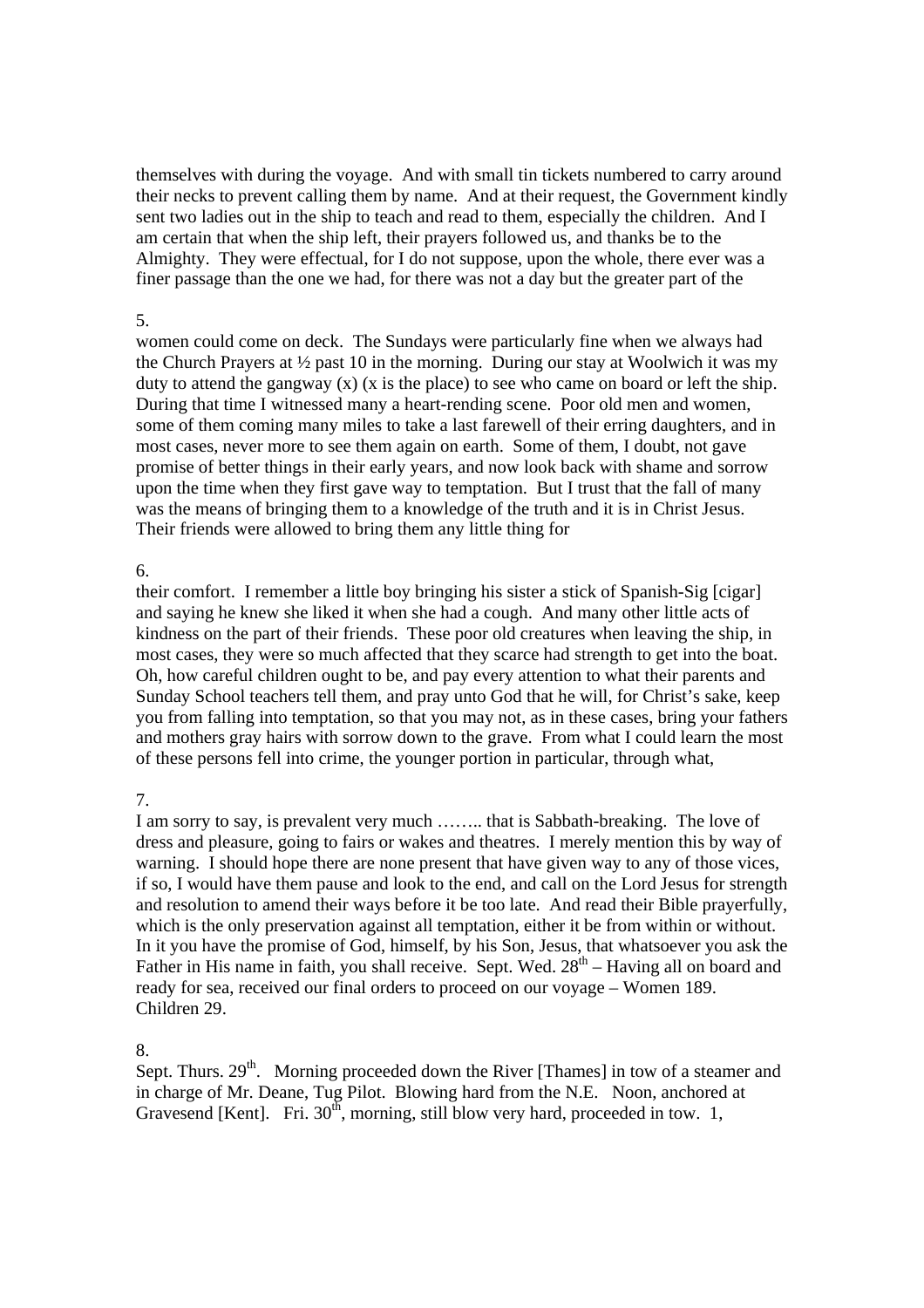themselves with during the voyage. And with small tin tickets numbered to carry around their necks to prevent calling them by name. And at their request, the Government kindly sent two ladies out in the ship to teach and read to them, especially the children. And I am certain that when the ship left, their prayers followed us, and thanks be to the Almighty. They were effectual, for I do not suppose, upon the whole, there ever was a finer passage than the one we had, for there was not a day but the greater part of the

5.

women could come on deck. The Sundays were particularly fine when we always had the Church Prayers at ½ past 10 in the morning. During our stay at Woolwich it was my duty to attend the gangway (x) (x is the place) to see who came on board or left the ship. During that time I witnessed many a heart-rending scene. Poor old men and women, some of them coming many miles to take a last farewell of their erring daughters, and in most cases, never more to see them again on earth. Some of them, I doubt, not gave promise of better things in their early years, and now look back with shame and sorrow upon the time when they first gave way to temptation. But I trust that the fall of many was the means of bringing them to a knowledge of the truth and it is in Christ Jesus. Their friends were allowed to bring them any little thing for

6.

their comfort. I remember a little boy bringing his sister a stick of Spanish-Sig [cigar] and saying he knew she liked it when she had a cough. And many other little acts of kindness on the part of their friends. These poor old creatures when leaving the ship, in most cases, they were so much affected that they scarce had strength to get into the boat. Oh, how careful children ought to be, and pay every attention to what their parents and Sunday School teachers tell them, and pray unto God that he will, for Christ's sake, keep you from falling into temptation, so that you may not, as in these cases, bring your fathers and mothers gray hairs with sorrow down to the grave. From what I could learn the most of these persons fell into crime, the younger portion in particular, through what,

7.

I am sorry to say, is prevalent very much …….. that is Sabbath-breaking. The love of dress and pleasure, going to fairs or wakes and theatres. I merely mention this by way of warning. I should hope there are none present that have given way to any of those vices, if so, I would have them pause and look to the end, and call on the Lord Jesus for strength and resolution to amend their ways before it be too late. And read their Bible prayerfully, which is the only preservation against all temptation, either it be from within or without. In it you have the promise of God, himself, by his Son, Jesus, that whatsoever you ask the Father in His name in faith, you shall receive. Sept. Wed. 28th – Having all on board and ready for sea, received our final orders to proceed on our voyage – Women 189. Children 29.

8.

Sept. Thurs. 29th. Morning proceeded down the River [Thames] in tow of a steamer and in charge of Mr. Deane, Tug Pilot. Blowing hard from the N.E. Noon, anchored at Gravesend [Kent]. Fri. 30th, morning, still blow very hard, proceeded in tow. 1,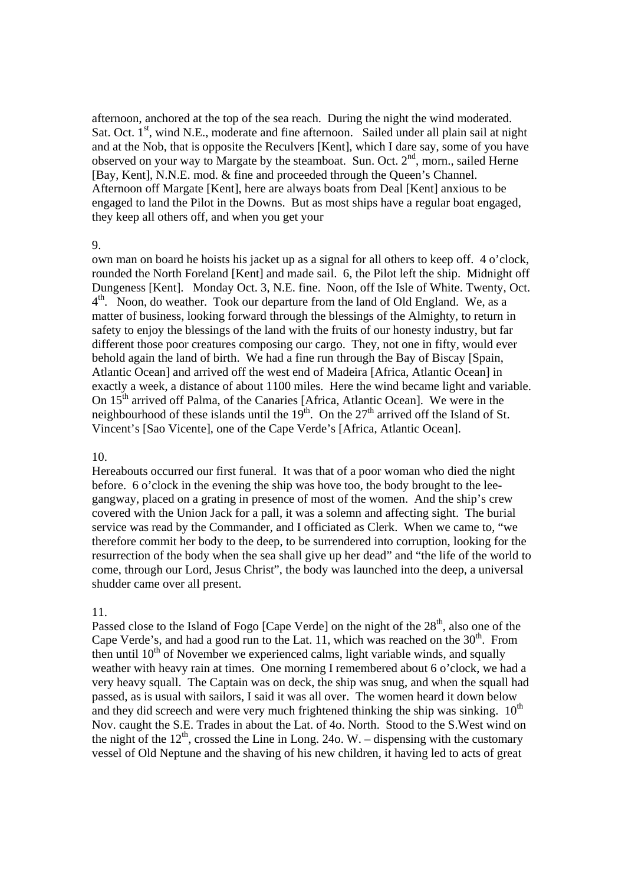afternoon, anchored at the top of the sea reach. During the night the wind moderated. Sat. Oct. 1st, wind N.E., moderate and fine afternoon. Sailed under all plain sail at night and at the Nob, that is opposite the Reculvers [Kent], which I dare say, some of you have observed on your way to Margate by the steamboat. Sun. Oct. 2nd, morn., sailed Herne [Bay, Kent], N.N.E. mod. & fine and proceeded through the Queen's Channel. Afternoon off Margate [Kent], here are always boats from Deal [Kent] anxious to be engaged to land the Pilot in the Downs. But as most ships have a regular boat engaged, they keep all others off, and when you get your

9.

own man on board he hoists his jacket up as a signal for all others to keep off. 4 o'clock, rounded the North Foreland [Kent] and made sail. 6, the Pilot left the ship. Midnight off Dungeness [Kent]. Monday Oct. 3, N.E. fine. Noon, off the Isle of White. Twenty, Oct. 4th. Noon, do weather. Took our departure from the land of Old England. We, as a matter of business, looking forward through the blessings of the Almighty, to return in safety to enjoy the blessings of the land with the fruits of our honesty industry, but far different those poor creatures composing our cargo. They, not one in fifty, would ever behold again the land of birth. We had a fine run through the Bay of Biscay [Spain, Atlantic Ocean] and arrived off the west end of Madeira [Africa, Atlantic Ocean] in exactly a week, a distance of about 1100 miles. Here the wind became light and variable. On 15th arrived off Palma, of the Canaries [Africa, Atlantic Ocean]. We were in the neighbourhood of these islands until the 19th. On the 27th arrived off the Island of St. Vincent's [Sao Vicente], one of the Cape Verde's [Africa, Atlantic Ocean].

10.

Hereabouts occurred our first funeral. It was that of a poor woman who died the night before. 6 o'clock in the evening the ship was hove too, the body brought to the lee-gangway, placed on a grating in presence of most of the women. And the ship's crew covered with the Union Jack for a pall, it was a solemn and affecting sight. The burial service was read by the Commander, and I officiated as Clerk. When we came to, "we therefore commit her body to the deep, to be surrendered into corruption, looking for the resurrection of the body when the sea shall give up her dead" and "the life of the world to come, through our Lord, Jesus Christ", the body was launched into the deep, a universal shudder came over all present.

11.

Passed close to the Island of Fogo [Cape Verde] on the night of the 28th, also one of the Cape Verde's, and had a good run to the Lat. 11, which was reached on the 30th. From then until 10th of November we experienced calms, light variable winds, and squally weather with heavy rain at times. One morning I remembered about 6 o'clock, we had a very heavy squall. The Captain was on deck, the ship was snug, and when the squall had passed, as is usual with sailors, I said it was all over. The women heard it down below and they did screech and were very much frightened thinking the ship was sinking. 10th Nov. caught the S.E. Trades in about the Lat. of 4o. North. Stood to the S.West wind on the night of the 12th, crossed the Line in Long. 24o. W. – dispensing with the customary vessel of Old Neptune and the shaving of his new children, it having led to acts of great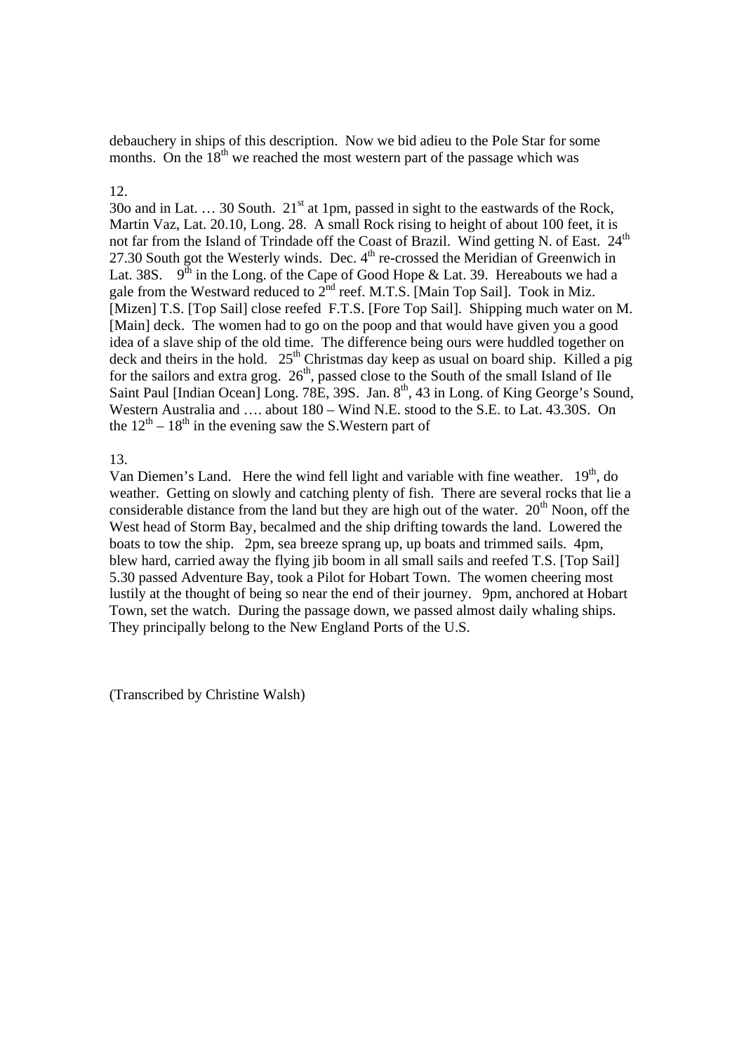debauchery in ships of this description. Now we bid adieu to the Pole Star for some months. On the 18th we reached the most western part of the passage which was

12.

30o and in Lat. … 30 South. 21st at 1pm, passed in sight to the eastwards of the Rock, Martin Vaz, Lat. 20.10, Long. 28. A small Rock rising to height of about 100 feet, it is not far from the Island of Trindade off the Coast of Brazil. Wind getting N. of East. 24th 27.30 South got the Westerly winds. Dec. 4th re-crossed the Meridian of Greenwich in Lat. 38S. 9th in the Long. of the Cape of Good Hope & Lat. 39. Hereabouts we had a gale from the Westward reduced to 2nd reef. M.T.S. [Main Top Sail]. Took in Miz. [Mizen] T.S. [Top Sail] close reefed F.T.S. [Fore Top Sail]. Shipping much water on M. [Main] deck. The women had to go on the poop and that would have given you a good idea of a slave ship of the old time. The difference being ours were huddled together on deck and theirs in the hold. 25th Christmas day keep as usual on board ship. Killed a pig for the sailors and extra grog. 26th, passed close to the South of the small Island of Ile Saint Paul [Indian Ocean] Long. 78E, 39S. Jan. 8th, 43 in Long. of King George's Sound, Western Australia and …. about 180 – Wind N.E. stood to the S.E. to Lat. 43.30S. On the 12th – 18th in the evening saw the S.Western part of

13.

Van Diemen's Land. Here the wind fell light and variable with fine weather. 19th, do weather. Getting on slowly and catching plenty of fish. There are several rocks that lie a considerable distance from the land but they are high out of the water. 20th Noon, off the West head of Storm Bay, becalmed and the ship drifting towards the land. Lowered the boats to tow the ship. 2pm, sea breeze sprang up, up boats and trimmed sails. 4pm, blew hard, carried away the flying jib boom in all small sails and reefed T.S. [Top Sail] 5.30 passed Adventure Bay, took a Pilot for Hobart Town. The women cheering most lustily at the thought of being so near the end of their journey. 9pm, anchored at Hobart Town, set the watch. During the passage down, we passed almost daily whaling ships. They principally belong to the New England Ports of the U.S.

(Transcribed by Christine Walsh)